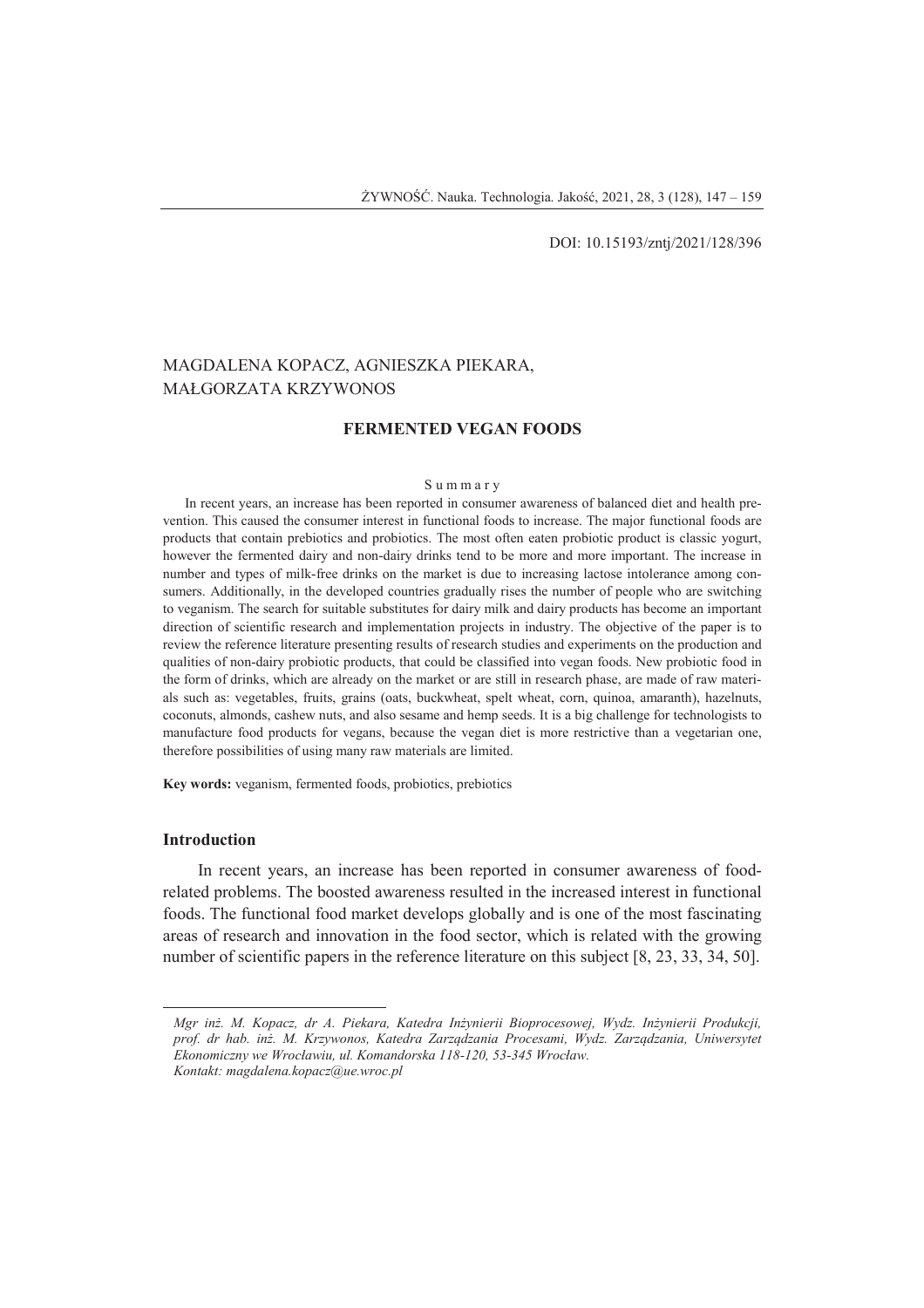DOI: 10.15193/zntj/2021/128/396

MAGDALENA KOPACZ, AGNIESZKA PIEKARA, MAŁGORZATA KRZYWONOS

# FERMENTED VEGAN FOODS

S u m m a r y

In recent years, an increase has been reported in consumer awareness of balanced diet and health prevention. This caused the consumer interest in functional foods to increase. The major functional foods are products that contain prebiotics and probiotics. The most often eaten probiotic product is classic yogurt, however the fermented dairy and non-dairy drinks tend to be more and more important. The increase in number and types of milk-free drinks on the market is due to increasing lactose intolerance among consumers. Additionally, in the developed countries gradually rises the number of people who are switching to veganism. The search for suitable substitutes for dairy milk and dairy products has become an important direction of scientific research and implementation projects in industry. The objective of the paper is to review the reference literature presenting results of research studies and experiments on the production and qualities of non-dairy probiotic products, that could be classified into vegan foods. New probiotic food in the form of drinks, which are already on the market or are still in research phase, are made of raw materials such as: vegetables, fruits, grains (oats, buckwheat, spelt wheat, corn, quinoa, amaranth), hazelnuts, coconuts, almonds, cashew nuts, and also sesame and hemp seeds. It is a big challenge for technologists to manufacture food products for vegans, because the vegan diet is more restrictive than a vegetarian one, therefore possibilities of using many raw materials are limited.

**Key words:** veganism, fermented foods, probiotics, prebiotics

## Introduction

In recent years, an increase has been reported in consumer awareness of food-related problems. The boosted awareness resulted in the increased interest in functional foods. The functional food market develops globally and is one of the most fascinating areas of research and innovation in the food sector, which is related with the growing number of scientific papers in the reference literature on this subject [8, 23, 33, 34, 50].

*Mgr inż. M. Kopacz, dr A. Piekara, Katedra Inżynierii Bioprocesowej, Wydz. Inżynierii Produkcji, prof. dr hab. inż. M. Krzywonos, Katedra Zarządzania Procesami, Wydz. Zarządzania, Uniwersytet Ekonomiczny we Wrocławiu, ul. Komandorska 118-120, 53-345 Wrocław.*
*Kontakt: magdalena.kopacz@ue.wroc.pl*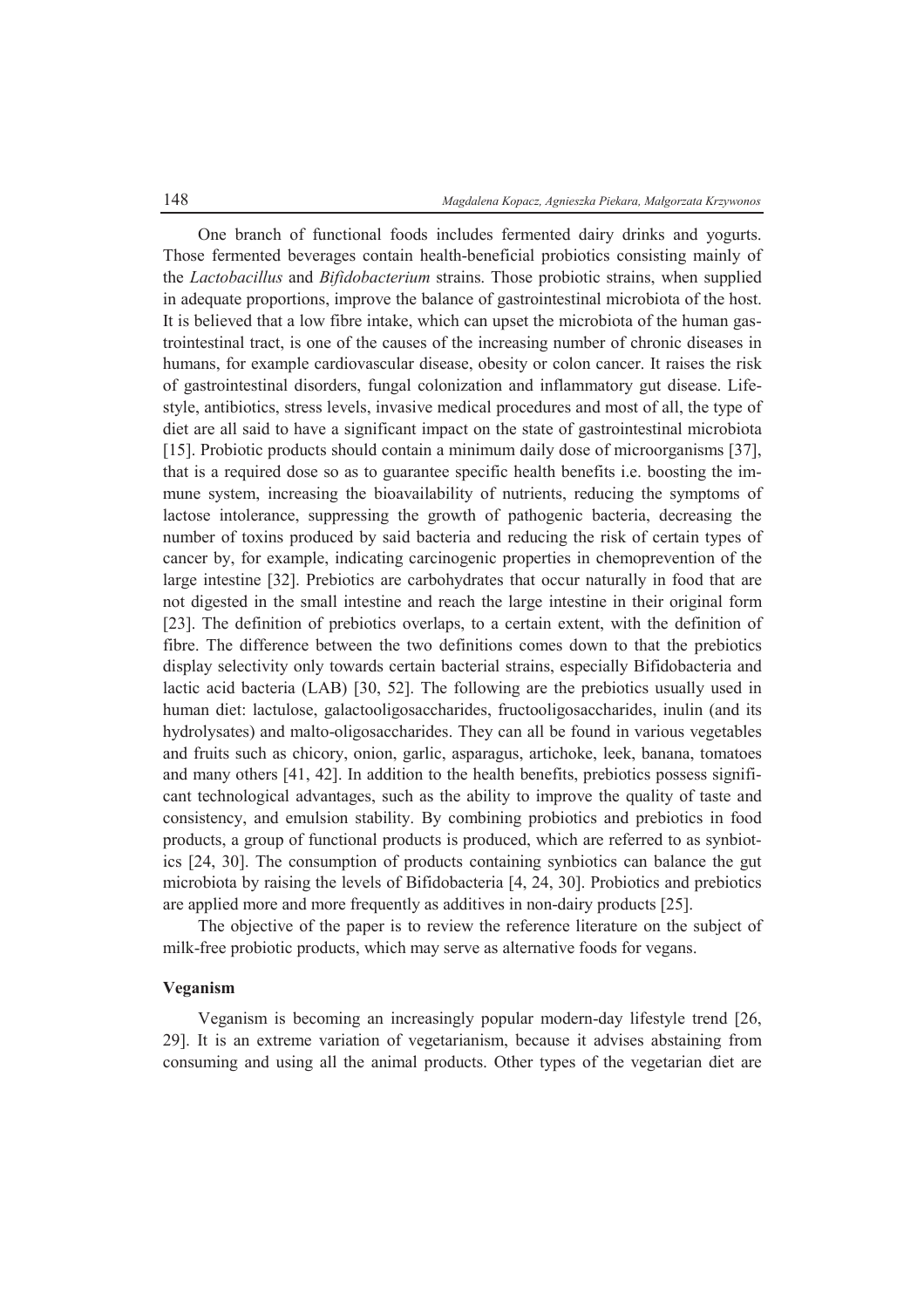One branch of functional foods includes fermented dairy drinks and yogurts. Those fermented beverages contain health-beneficial probiotics consisting mainly of the *Lactobacillus* and *Bifidobacterium* strains. Those probiotic strains, when supplied in adequate proportions, improve the balance of gastrointestinal microbiota of the host. It is believed that a low fibre intake, which can upset the microbiota of the human gastrointestinal tract, is one of the causes of the increasing number of chronic diseases in humans, for example cardiovascular disease, obesity or colon cancer. It raises the risk of gastrointestinal disorders, fungal colonization and inflammatory gut disease. Lifestyle, antibiotics, stress levels, invasive medical procedures and most of all, the type of diet are all said to have a significant impact on the state of gastrointestinal microbiota [15]. Probiotic products should contain a minimum daily dose of microorganisms [37], that is a required dose so as to guarantee specific health benefits i.e. boosting the immune system, increasing the bioavailability of nutrients, reducing the symptoms of lactose intolerance, suppressing the growth of pathogenic bacteria, decreasing the number of toxins produced by said bacteria and reducing the risk of certain types of cancer by, for example, indicating carcinogenic properties in chemoprevention of the large intestine [32]. Prebiotics are carbohydrates that occur naturally in food that are not digested in the small intestine and reach the large intestine in their original form [23]. The definition of prebiotics overlaps, to a certain extent, with the definition of fibre. The difference between the two definitions comes down to that the prebiotics display selectivity only towards certain bacterial strains, especially Bifidobacteria and lactic acid bacteria (LAB) [30, 52]. The following are the prebiotics usually used in human diet: lactulose, galactooligosaccharides, fructooligosaccharides, inulin (and its hydrolysates) and malto-oligosaccharides. They can all be found in various vegetables and fruits such as chicory, onion, garlic, asparagus, artichoke, leek, banana, tomatoes and many others [41, 42]. In addition to the health benefits, prebiotics possess significant technological advantages, such as the ability to improve the quality of taste and consistency, and emulsion stability. By combining probiotics and prebiotics in food products, a group of functional products is produced, which are referred to as synbiotics [24, 30]. The consumption of products containing synbiotics can balance the gut microbiota by raising the levels of Bifidobacteria [4, 24, 30]. Probiotics and prebiotics are applied more and more frequently as additives in non-dairy products [25].

The objective of the paper is to review the reference literature on the subject of milk-free probiotic products, which may serve as alternative foods for vegans.

## Veganism

Veganism is becoming an increasingly popular modern-day lifestyle trend [26, 29]. It is an extreme variation of vegetarianism, because it advises abstaining from consuming and using all the animal products. Other types of the vegetarian diet are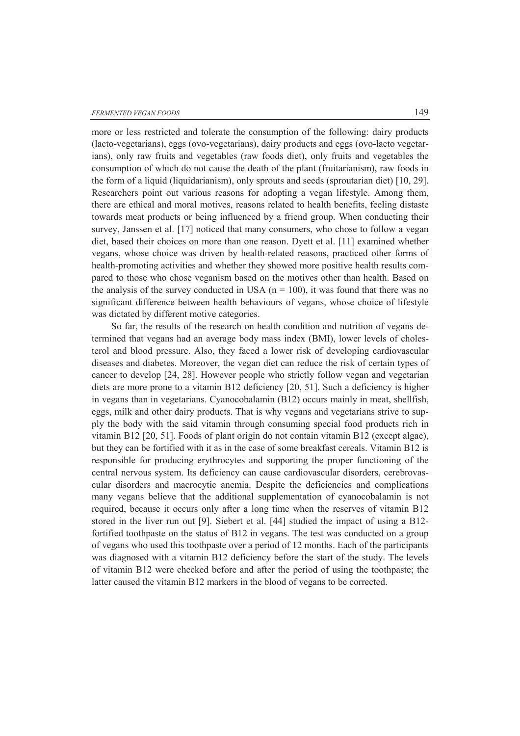more or less restricted and tolerate the consumption of the following: dairy products (lacto-vegetarians), eggs (ovo-vegetarians), dairy products and eggs (ovo-lacto vegetarians), only raw fruits and vegetables (raw foods diet), only fruits and vegetables the consumption of which do not cause the death of the plant (fruitarianism), raw foods in the form of a liquid (liquidarianism), only sprouts and seeds (sproutarian diet) [10, 29]. Researchers point out various reasons for adopting a vegan lifestyle. Among them, there are ethical and moral motives, reasons related to health benefits, feeling distaste towards meat products or being influenced by a friend group. When conducting their survey, Janssen et al. [17] noticed that many consumers, who chose to follow a vegan diet, based their choices on more than one reason. Dyett et al. [11] examined whether vegans, whose choice was driven by health-related reasons, practiced other forms of health-promoting activities and whether they showed more positive health results compared to those who chose veganism based on the motives other than health. Based on the analysis of the survey conducted in USA ($n = 100$), it was found that there was no significant difference between health behaviours of vegans, whose choice of lifestyle was dictated by different motive categories.

So far, the results of the research on health condition and nutrition of vegans determined that vegans had an average body mass index (BMI), lower levels of cholesterol and blood pressure. Also, they faced a lower risk of developing cardiovascular diseases and diabetes. Moreover, the vegan diet can reduce the risk of certain types of cancer to develop [24, 28]. However people who strictly follow vegan and vegetarian diets are more prone to a vitamin B12 deficiency [20, 51]. Such a deficiency is higher in vegans than in vegetarians. Cyanocobalamin (B12) occurs mainly in meat, shellfish, eggs, milk and other dairy products. That is why vegans and vegetarians strive to supply the body with the said vitamin through consuming special food products rich in vitamin B12 [20, 51]. Foods of plant origin do not contain vitamin B12 (except algae), but they can be fortified with it as in the case of some breakfast cereals. Vitamin B12 is responsible for producing erythrocytes and supporting the proper functioning of the central nervous system. Its deficiency can cause cardiovascular disorders, cerebrovascular disorders and macrocytic anemia. Despite the deficiencies and complications many vegans believe that the additional supplementation of cyanocobalamin is not required, because it occurs only after a long time when the reserves of vitamin B12 stored in the liver run out [9]. Siebert et al. [44] studied the impact of using a B12-fortified toothpaste on the status of B12 in vegans. The test was conducted on a group of vegans who used this toothpaste over a period of 12 months. Each of the participants was diagnosed with a vitamin B12 deficiency before the start of the study. The levels of vitamin B12 were checked before and after the period of using the toothpaste; the latter caused the vitamin B12 markers in the blood of vegans to be corrected.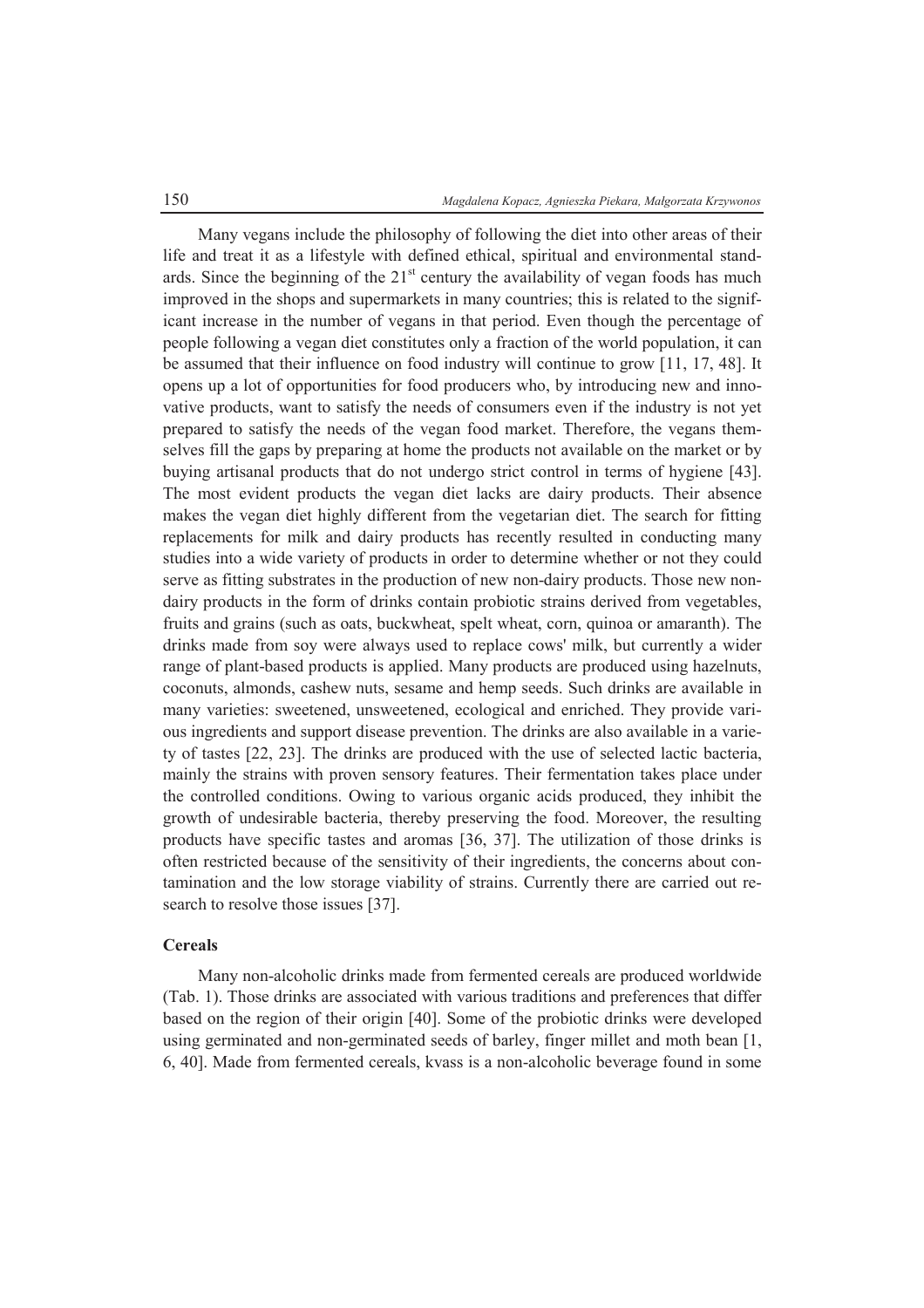Many vegans include the philosophy of following the diet into other areas of their life and treat it as a lifestyle with defined ethical, spiritual and environmental standards. Since the beginning of the 21st century the availability of vegan foods has much improved in the shops and supermarkets in many countries; this is related to the significant increase in the number of vegans in that period. Even though the percentage of people following a vegan diet constitutes only a fraction of the world population, it can be assumed that their influence on food industry will continue to grow [11, 17, 48]. It opens up a lot of opportunities for food producers who, by introducing new and innovative products, want to satisfy the needs of consumers even if the industry is not yet prepared to satisfy the needs of the vegan food market. Therefore, the vegans themselves fill the gaps by preparing at home the products not available on the market or by buying artisanal products that do not undergo strict control in terms of hygiene [43]. The most evident products the vegan diet lacks are dairy products. Their absence makes the vegan diet highly different from the vegetarian diet. The search for fitting replacements for milk and dairy products has recently resulted in conducting many studies into a wide variety of products in order to determine whether or not they could serve as fitting substrates in the production of new non-dairy products. Those new non-dairy products in the form of drinks contain probiotic strains derived from vegetables, fruits and grains (such as oats, buckwheat, spelt wheat, corn, quinoa or amaranth). The drinks made from soy were always used to replace cows' milk, but currently a wider range of plant-based products is applied. Many products are produced using hazelnuts, coconuts, almonds, cashew nuts, sesame and hemp seeds. Such drinks are available in many varieties: sweetened, unsweetened, ecological and enriched. They provide various ingredients and support disease prevention. The drinks are also available in a variety of tastes [22, 23]. The drinks are produced with the use of selected lactic bacteria, mainly the strains with proven sensory features. Their fermentation takes place under the controlled conditions. Owing to various organic acids produced, they inhibit the growth of undesirable bacteria, thereby preserving the food. Moreover, the resulting products have specific tastes and aromas [36, 37]. The utilization of those drinks is often restricted because of the sensitivity of their ingredients, the concerns about contamination and the low storage viability of strains. Currently there are carried out research to resolve those issues [37].

**Cereals**

Many non-alcoholic drinks made from fermented cereals are produced worldwide (Tab. 1). Those drinks are associated with various traditions and preferences that differ based on the region of their origin [40]. Some of the probiotic drinks were developed using germinated and non-germinated seeds of barley, finger millet and moth bean [1, 6, 40]. Made from fermented cereals, kvass is a non-alcoholic beverage found in some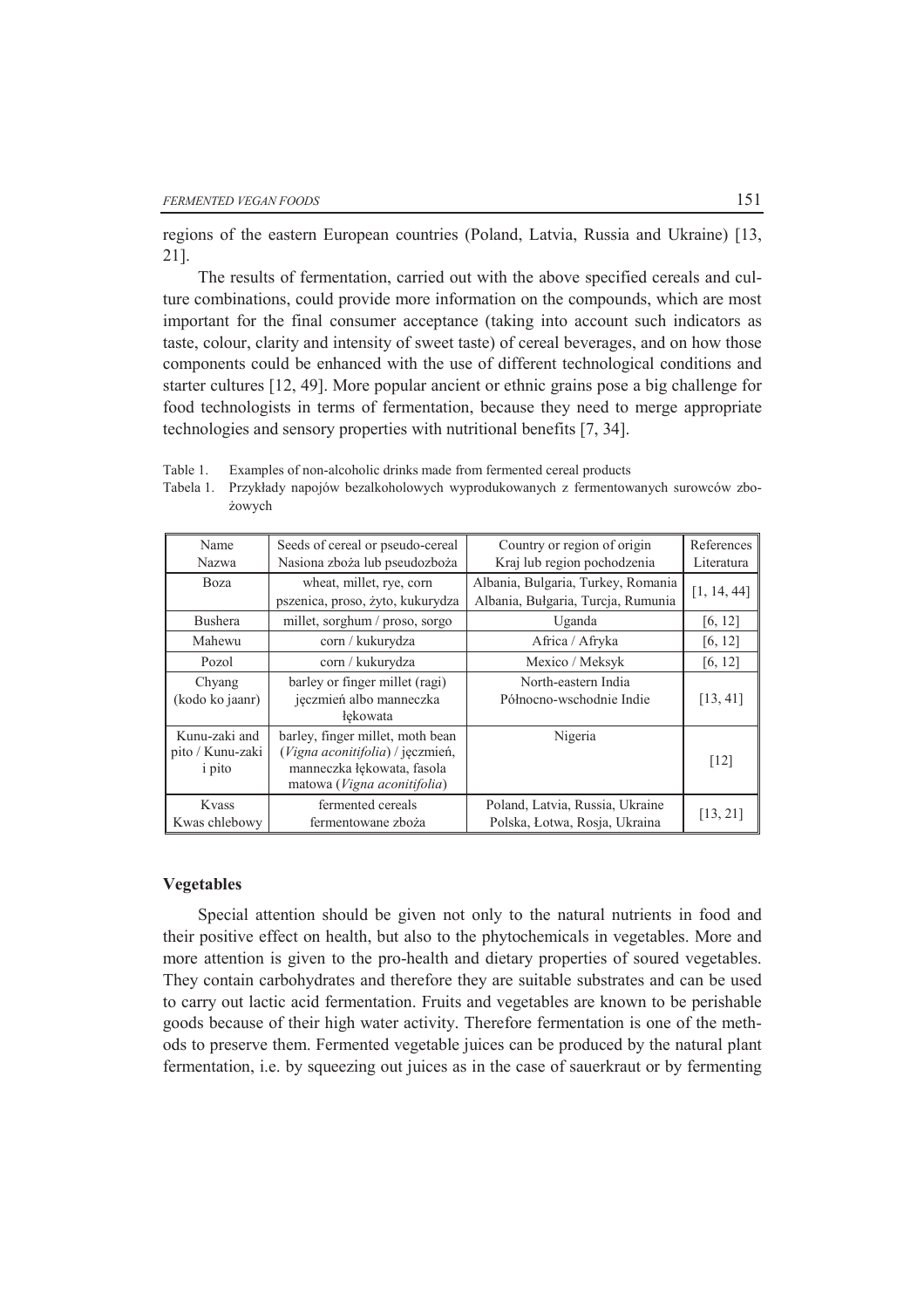regions of the eastern European countries (Poland, Latvia, Russia and Ukraine) [13, 21].

The results of fermentation, carried out with the above specified cereals and culture combinations, could provide more information on the compounds, which are most important for the final consumer acceptance (taking into account such indicators as taste, colour, clarity and intensity of sweet taste) of cereal beverages, and on how those components could be enhanced with the use of different technological conditions and starter cultures [12, 49]. More popular ancient or ethnic grains pose a big challenge for food technologists in terms of fermentation, because they need to merge appropriate technologies and sensory properties with nutritional benefits [7, 34].

Table 1. Examples of non-alcoholic drinks made from fermented cereal products
Tabela 1. Przykłady napojów bezalkoholowych wyprodukowanych z fermentowanych surowców zbożowych

| Name<br>Nazwa | Seeds of cereal or pseudo-cereal<br>Nasiona zboża lub pseudozboża | Country or region of origin<br>Kraj lub region pochodzenia | References<br>Literatura |
|---|---|---|---|
| Boza | wheat, millet, rye, corn<br>pszenica, proso, żyto, kukurydza | Albania, Bulgaria, Turkey, Romania<br>Albania, Bułgaria, Turcja, Rumunia | [1, 14, 44] |
| Bushera | millet, sorghum / proso, sorgo | Uganda | [6, 12] |
| Mahewu | corn / kukurydza | Africa / Afryka | [6, 12] |
| Pozol | corn / kukurydza | Mexico / Meksyk | [6, 12] |
| Chyang<br>(kodo ko jaanr) | barley or finger millet (ragi)<br>jęczmień albo manneczka łękowata | North-eastern India<br>Północno-wschodnie Indie | [13, 41] |
| Kunu-zaki and pito / Kunu-zaki i pito | barley, finger millet, moth bean (*Vigna aconitifolia*) / jęczmień, manneczka łękowata, fasola matowa (*Vigna aconitifolia*) | Nigeria | [12] |
| Kvass<br>Kwas chlebowy | fermented cereals<br>fermentowane zboża | Poland, Latvia, Russia, Ukraine<br>Polska, Łotwa, Rosja, Ukraina | [13, 21] |

### Vegetables

Special attention should be given not only to the natural nutrients in food and their positive effect on health, but also to the phytochemicals in vegetables. More and more attention is given to the pro-health and dietary properties of soured vegetables. They contain carbohydrates and therefore they are suitable substrates and can be used to carry out lactic acid fermentation. Fruits and vegetables are known to be perishable goods because of their high water activity. Therefore fermentation is one of the methods to preserve them. Fermented vegetable juices can be produced by the natural plant fermentation, i.e. by squeezing out juices as in the case of sauerkraut or by fermenting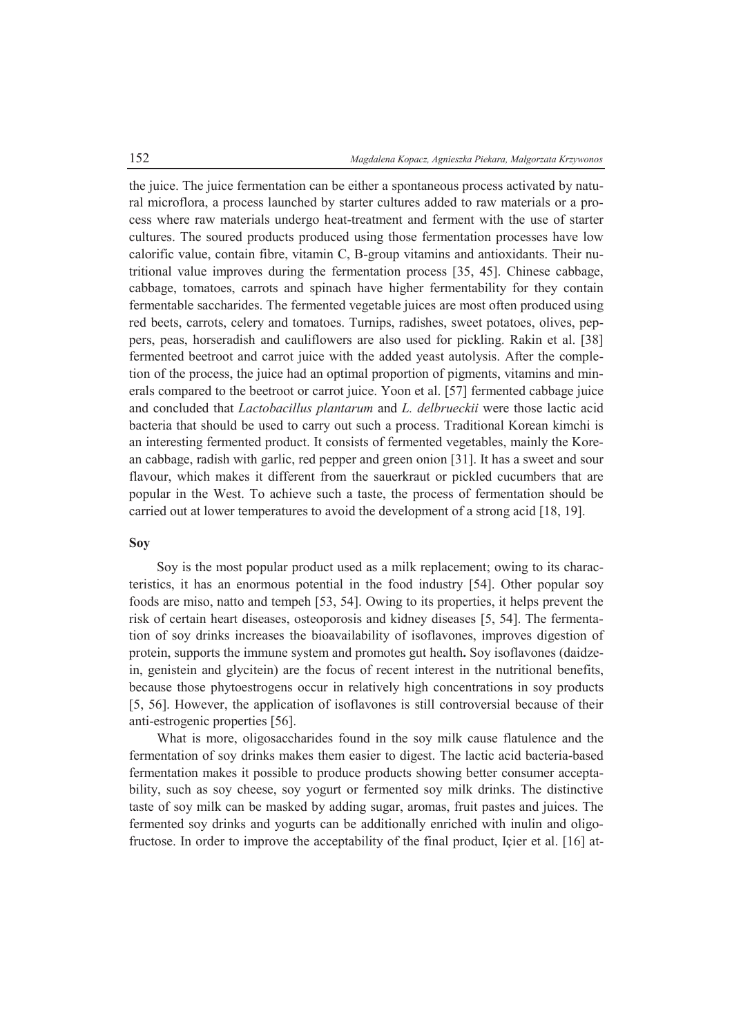the juice. The juice fermentation can be either a spontaneous process activated by natural microflora, a process launched by starter cultures added to raw materials or a process where raw materials undergo heat-treatment and ferment with the use of starter cultures. The soured products produced using those fermentation processes have low calorific value, contain fibre, vitamin C, B-group vitamins and antioxidants. Their nutritional value improves during the fermentation process [35, 45]. Chinese cabbage, cabbage, tomatoes, carrots and spinach have higher fermentability for they contain fermentable saccharides. The fermented vegetable juices are most often produced using red beets, carrots, celery and tomatoes. Turnips, radishes, sweet potatoes, olives, peppers, peas, horseradish and cauliflowers are also used for pickling. Rakin et al. [38] fermented beetroot and carrot juice with the added yeast autolysis. After the completion of the process, the juice had an optimal proportion of pigments, vitamins and minerals compared to the beetroot or carrot juice. Yoon et al. [57] fermented cabbage juice and concluded that *Lactobacillus plantarum* and *L. delbrueckii* were those lactic acid bacteria that should be used to carry out such a process. Traditional Korean kimchi is an interesting fermented product. It consists of fermented vegetables, mainly the Korean cabbage, radish with garlic, red pepper and green onion [31]. It has a sweet and sour flavour, which makes it different from the sauerkraut or pickled cucumbers that are popular in the West. To achieve such a taste, the process of fermentation should be carried out at lower temperatures to avoid the development of a strong acid [18, 19].

**Soy**

Soy is the most popular product used as a milk replacement; owing to its characteristics, it has an enormous potential in the food industry [54]. Other popular soy foods are miso, natto and tempeh [53, 54]. Owing to its properties, it helps prevent the risk of certain heart diseases, osteoporosis and kidney diseases [5, 54]. The fermentation of soy drinks increases the bioavailability of isoflavones, improves digestion of protein, supports the immune system and promotes gut health**.** Soy isoflavones (daidzein, genistein and glycitein) are the focus of recent interest in the nutritional benefits, because those phytoestrogens occur in relatively high concentrations in soy products [5, 56]. However, the application of isoflavones is still controversial because of their anti-estrogenic properties [56].

What is more, oligosaccharides found in the soy milk cause flatulence and the fermentation of soy drinks makes them easier to digest. The lactic acid bacteria-based fermentation makes it possible to produce products showing better consumer acceptability, such as soy cheese, soy yogurt or fermented soy milk drinks. The distinctive taste of soy milk can be masked by adding sugar, aromas, fruit pastes and juices. The fermented soy drinks and yogurts can be additionally enriched with inulin and oligofructose. In order to improve the acceptability of the final product, Içier et al. [16] at-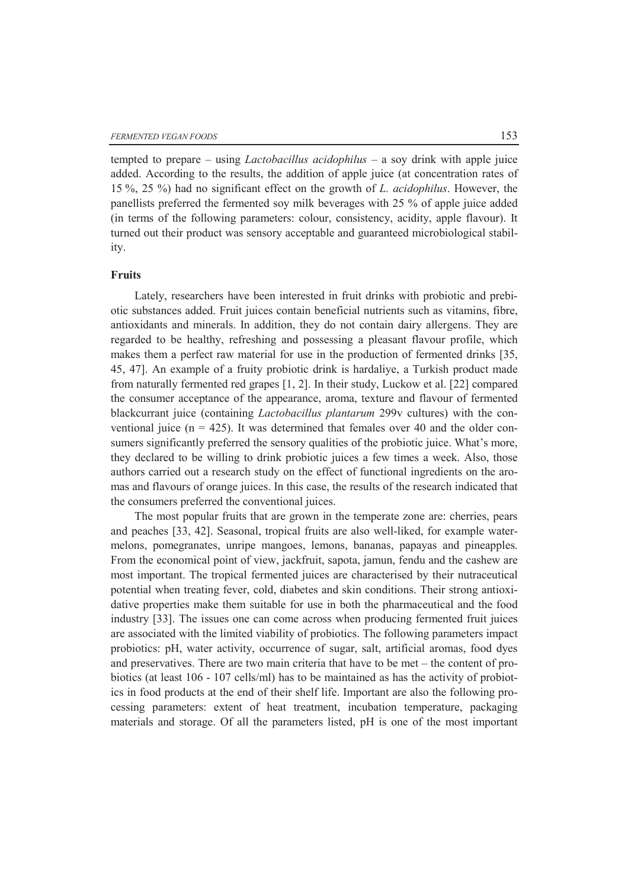tempted to prepare – using *Lactobacillus acidophilus* – a soy drink with apple juice added. According to the results, the addition of apple juice (at concentration rates of 15 %, 25 %) had no significant effect on the growth of *L. acidophilus*. However, the panellists preferred the fermented soy milk beverages with 25 % of apple juice added (in terms of the following parameters: colour, consistency, acidity, apple flavour). It turned out their product was sensory acceptable and guaranteed microbiological stability.

## Fruits

Lately, researchers have been interested in fruit drinks with probiotic and prebiotic substances added. Fruit juices contain beneficial nutrients such as vitamins, fibre, antioxidants and minerals. In addition, they do not contain dairy allergens. They are regarded to be healthy, refreshing and possessing a pleasant flavour profile, which makes them a perfect raw material for use in the production of fermented drinks [35, 45, 47]. An example of a fruity probiotic drink is hardaliye, a Turkish product made from naturally fermented red grapes [1, 2]. In their study, Luckow et al. [22] compared the consumer acceptance of the appearance, aroma, texture and flavour of fermented blackcurrant juice (containing *Lactobacillus plantarum* 299v cultures) with the conventional juice (n = 425). It was determined that females over 40 and the older consumers significantly preferred the sensory qualities of the probiotic juice. What's more, they declared to be willing to drink probiotic juices a few times a week. Also, those authors carried out a research study on the effect of functional ingredients on the aromas and flavours of orange juices. In this case, the results of the research indicated that the consumers preferred the conventional juices.

The most popular fruits that are grown in the temperate zone are: cherries, pears and peaches [33, 42]. Seasonal, tropical fruits are also well-liked, for example watermelons, pomegranates, unripe mangoes, lemons, bananas, papayas and pineapples. From the economical point of view, jackfruit, sapota, jamun, fendu and the cashew are most important. The tropical fermented juices are characterised by their nutraceutical potential when treating fever, cold, diabetes and skin conditions. Their strong antioxidative properties make them suitable for use in both the pharmaceutical and the food industry [33]. The issues one can come across when producing fermented fruit juices are associated with the limited viability of probiotics. The following parameters impact probiotics: pH, water activity, occurrence of sugar, salt, artificial aromas, food dyes and preservatives. There are two main criteria that have to be met – the content of probiotics (at least 106 - 107 cells/ml) has to be maintained as has the activity of probiotics in food products at the end of their shelf life. Important are also the following processing parameters: extent of heat treatment, incubation temperature, packaging materials and storage. Of all the parameters listed, pH is one of the most important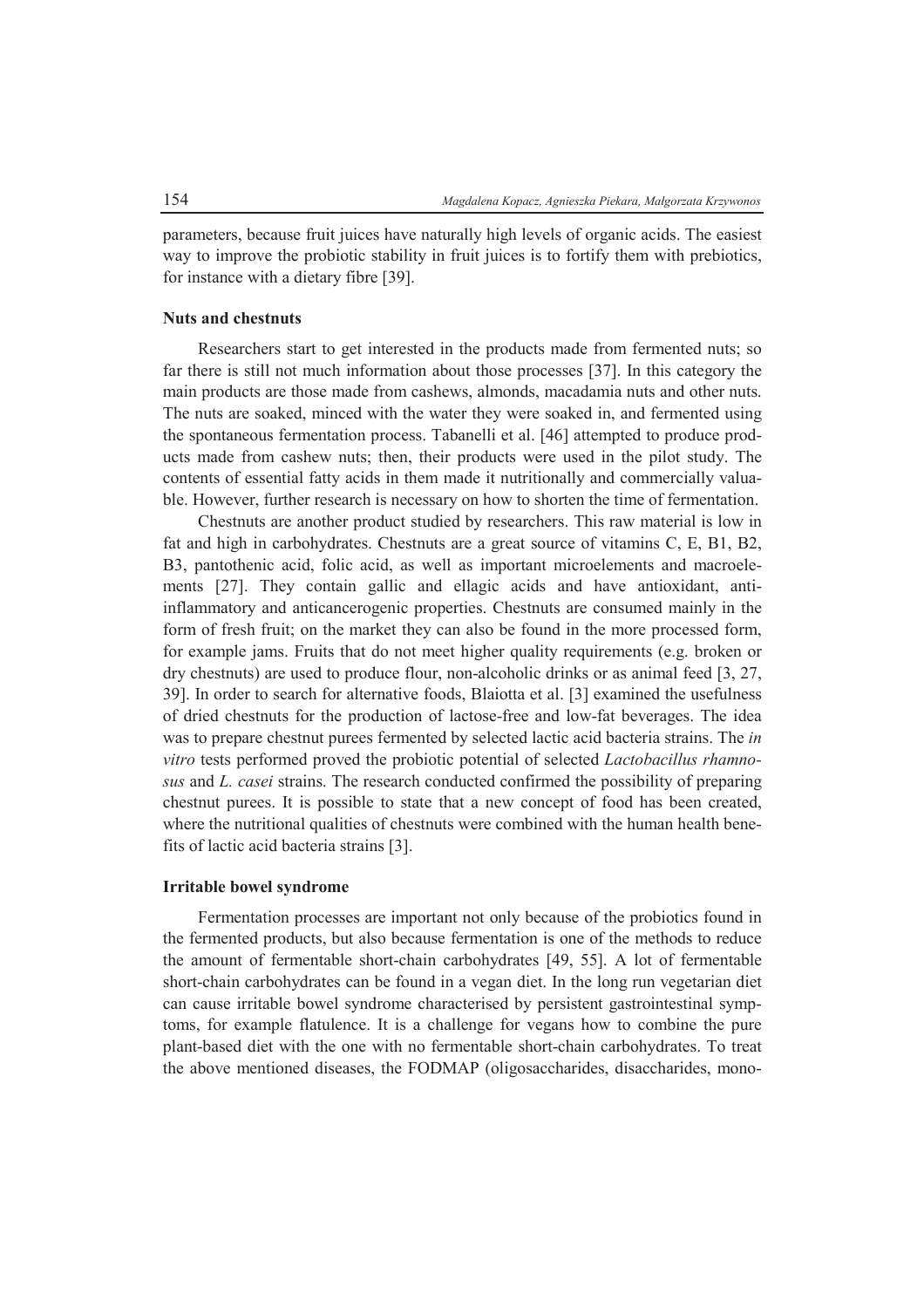parameters, because fruit juices have naturally high levels of organic acids. The easiest way to improve the probiotic stability in fruit juices is to fortify them with prebiotics, for instance with a dietary fibre [39].

### Nuts and chestnuts

Researchers start to get interested in the products made from fermented nuts; so far there is still not much information about those processes [37]. In this category the main products are those made from cashews, almonds, macadamia nuts and other nuts. The nuts are soaked, minced with the water they were soaked in, and fermented using the spontaneous fermentation process. Tabanelli et al. [46] attempted to produce products made from cashew nuts; then, their products were used in the pilot study. The contents of essential fatty acids in them made it nutritionally and commercially valuable. However, further research is necessary on how to shorten the time of fermentation.

Chestnuts are another product studied by researchers. This raw material is low in fat and high in carbohydrates. Chestnuts are a great source of vitamins C, E, B1, B2, B3, pantothenic acid, folic acid, as well as important microelements and macroelements [27]. They contain gallic and ellagic acids and have antioxidant, anti-inflammatory and anticancerogenic properties. Chestnuts are consumed mainly in the form of fresh fruit; on the market they can also be found in the more processed form, for example jams. Fruits that do not meet higher quality requirements (e.g. broken or dry chestnuts) are used to produce flour, non-alcoholic drinks or as animal feed [3, 27, 39]. In order to search for alternative foods, Blaiotta et al. [3] examined the usefulness of dried chestnuts for the production of lactose-free and low-fat beverages. The idea was to prepare chestnut purees fermented by selected lactic acid bacteria strains. The *in vitro* tests performed proved the probiotic potential of selected *Lactobacillus rhamnosus* and *L. casei* strains. The research conducted confirmed the possibility of preparing chestnut purees. It is possible to state that a new concept of food has been created, where the nutritional qualities of chestnuts were combined with the human health benefits of lactic acid bacteria strains [3].

### Irritable bowel syndrome

Fermentation processes are important not only because of the probiotics found in the fermented products, but also because fermentation is one of the methods to reduce the amount of fermentable short-chain carbohydrates [49, 55]. A lot of fermentable short-chain carbohydrates can be found in a vegan diet. In the long run vegetarian diet can cause irritable bowel syndrome characterised by persistent gastrointestinal symptoms, for example flatulence. It is a challenge for vegans how to combine the pure plant-based diet with the one with no fermentable short-chain carbohydrates. To treat the above mentioned diseases, the FODMAP (oligosaccharides, disaccharides, mono-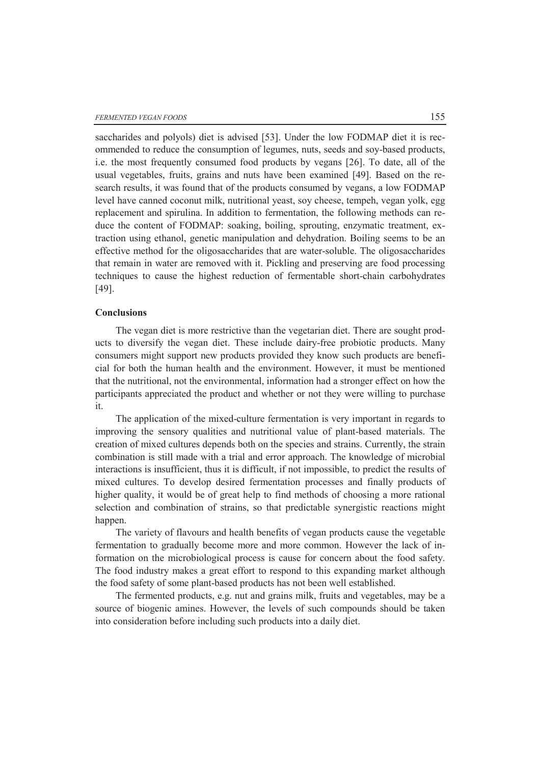saccharides and polyols) diet is advised [53]. Under the low FODMAP diet it is recommended to reduce the consumption of legumes, nuts, seeds and soy-based products, i.e. the most frequently consumed food products by vegans [26]. To date, all of the usual vegetables, fruits, grains and nuts have been examined [49]. Based on the research results, it was found that of the products consumed by vegans, a low FODMAP level have canned coconut milk, nutritional yeast, soy cheese, tempeh, vegan yolk, egg replacement and spirulina. In addition to fermentation, the following methods can reduce the content of FODMAP: soaking, boiling, sprouting, enzymatic treatment, extraction using ethanol, genetic manipulation and dehydration. Boiling seems to be an effective method for the oligosaccharides that are water-soluble. The oligosaccharides that remain in water are removed with it. Pickling and preserving are food processing techniques to cause the highest reduction of fermentable short-chain carbohydrates [49].

## Conclusions

The vegan diet is more restrictive than the vegetarian diet. There are sought products to diversify the vegan diet. These include dairy-free probiotic products. Many consumers might support new products provided they know such products are beneficial for both the human health and the environment. However, it must be mentioned that the nutritional, not the environmental, information had a stronger effect on how the participants appreciated the product and whether or not they were willing to purchase it.

The application of the mixed-culture fermentation is very important in regards to improving the sensory qualities and nutritional value of plant-based materials. The creation of mixed cultures depends both on the species and strains. Currently, the strain combination is still made with a trial and error approach. The knowledge of microbial interactions is insufficient, thus it is difficult, if not impossible, to predict the results of mixed cultures. To develop desired fermentation processes and finally products of higher quality, it would be of great help to find methods of choosing a more rational selection and combination of strains, so that predictable synergistic reactions might happen.

The variety of flavours and health benefits of vegan products cause the vegetable fermentation to gradually become more and more common. However the lack of information on the microbiological process is cause for concern about the food safety. The food industry makes a great effort to respond to this expanding market although the food safety of some plant-based products has not been well established.

The fermented products, e.g. nut and grains milk, fruits and vegetables, may be a source of biogenic amines. However, the levels of such compounds should be taken into consideration before including such products into a daily diet.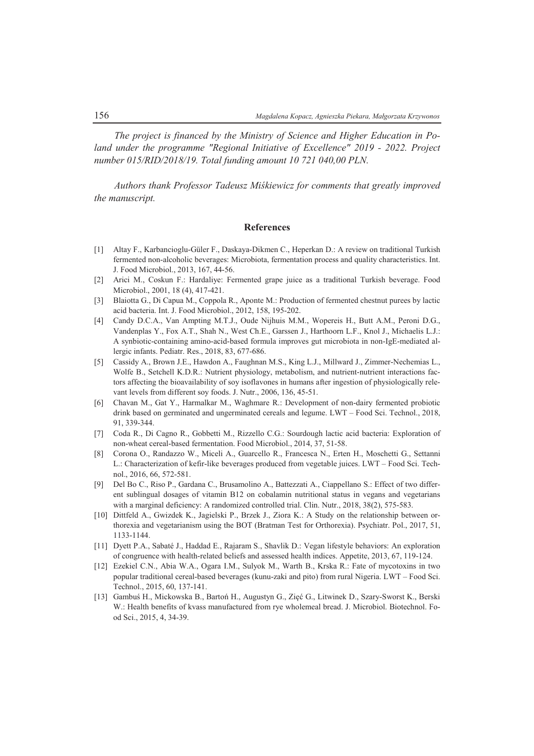*The project is financed by the Ministry of Science and Higher Education in Poland under the programme "Regional Initiative of Excellence" 2019 - 2022. Project number 015/RID/2018/19. Total funding amount 10 721 040,00 PLN.*

*Authors thank Professor Tadeusz Miśkiewicz for comments that greatly improved the manuscript.*

## References

[1] Altay F., Karbancioglu-Güler F., Daskaya-Dikmen C., Heperkan D.: A review on traditional Turkish fermented non-alcoholic beverages: Microbiota, fermentation process and quality characteristics. Int. J. Food Microbiol., 2013, 167, 44-56.

[2] Arici M., Coskun F.: Hardaliye: Fermented grape juice as a traditional Turkish beverage. Food Microbiol., 2001, 18 (4), 417-421.

[3] Blaiotta G., Di Capua M., Coppola R., Aponte M.: Production of fermented chestnut purees by lactic acid bacteria. Int. J. Food Microbiol., 2012, 158, 195-202.

[4] Candy D.C.A., Van Ampting M.T.J., Oude Nijhuis M.M., Wopereis H., Butt A.M., Peroni D.G., Vandenplas Y., Fox A.T., Shah N., West Ch.E., Garssen J., Harthoorn L.F., Knol J., Michaelis L.J.: A synbiotic-containing amino-acid-based formula improves gut microbiota in non-IgE-mediated allergic infants. Pediatr. Res., 2018, 83, 677-686.

[5] Cassidy A., Brown J.E., Hawdon A., Faughnan M.S., King L.J., Millward J., Zimmer-Nechemias L., Wolfe B., Setchell K.D.R.: Nutrient physiology, metabolism, and nutrient-nutrient interactions factors affecting the bioavailability of soy isoflavones in humans after ingestion of physiologically relevant levels from different soy foods. J. Nutr., 2006, 136, 45-51.

[6] Chavan M., Gat Y., Harmalkar M., Waghmare R.: Development of non-dairy fermented probiotic drink based on germinated and ungerminated cereals and legume. LWT – Food Sci. Technol., 2018, 91, 339-344.

[7] Coda R., Di Cagno R., Gobbetti M., Rizzello C.G.: Sourdough lactic acid bacteria: Exploration of non-wheat cereal-based fermentation. Food Microbiol., 2014, 37, 51-58.

[8] Corona O., Randazzo W., Miceli A., Guarcello R., Francesca N., Erten H., Moschetti G., Settanni L.: Characterization of kefir-like beverages produced from vegetable juices. LWT – Food Sci. Technol., 2016, 66, 572-581.

[9] Del Bo C., Riso P., Gardana C., Brusamolino A., Battezzati A., Ciappellano S.: Effect of two different sublingual dosages of vitamin B12 on cobalamin nutritional status in vegans and vegetarians with a marginal deficiency: A randomized controlled trial. Clin. Nutr., 2018, 38(2), 575-583.

[10] Dittfeld A., Gwizdek K., Jagielski P., Brzek J., Ziora K.: A Study on the relationship between orthorexia and vegetarianism using the BOT (Bratman Test for Orthorexia). Psychiatr. Pol., 2017, 51, 1133-1144.

[11] Dyett P.A., Sabaté J., Haddad E., Rajaram S., Shavlik D.: Vegan lifestyle behaviors: An exploration of congruence with health-related beliefs and assessed health indices. Appetite, 2013, 67, 119-124.

[12] Ezekiel C.N., Abia W.A., Ogara I.M., Sulyok M., Warth B., Krska R.: Fate of mycotoxins in two popular traditional cereal-based beverages (kunu-zaki and pito) from rural Nigeria. LWT – Food Sci. Technol., 2015, 60, 137-141.

[13] Gambuś H., Mickowska B., Bartoń H., Augustyn G., Zięć G., Litwinek D., Szary-Sworst K., Berski W.: Health benefits of kvass manufactured from rye wholemeal bread. J. Microbiol. Biotechnol. Food Sci., 2015, 4, 34-39.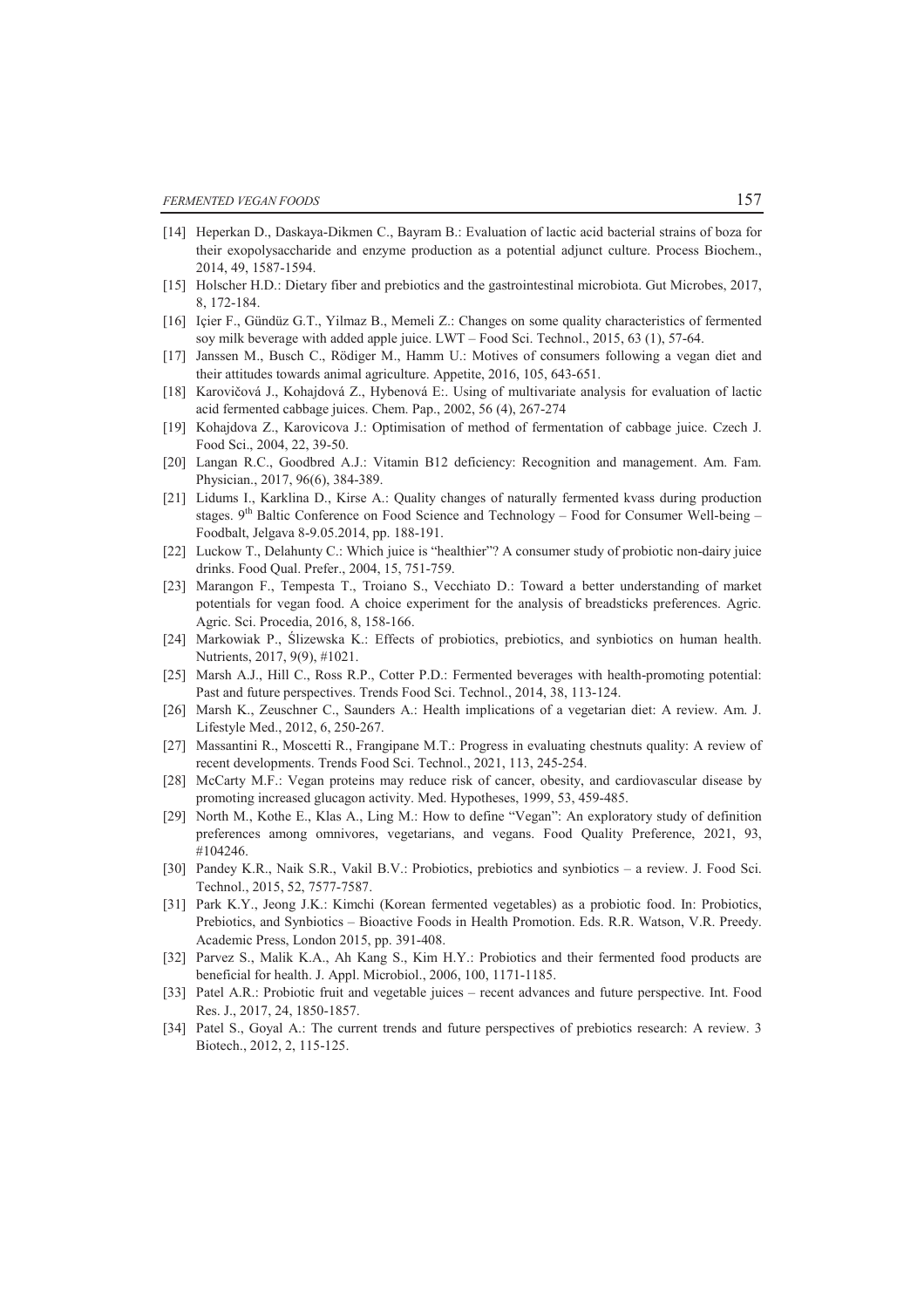[14] Heperkan D., Daskaya-Dikmen C., Bayram B.: Evaluation of lactic acid bacterial strains of boza for their exopolysaccharide and enzyme production as a potential adjunct culture. Process Biochem., 2014, 49, 1587-1594.

[15] Holscher H.D.: Dietary fiber and prebiotics and the gastrointestinal microbiota. Gut Microbes, 2017, 8, 172-184.

[16] Içier F., Gündüz G.T., Yilmaz B., Memeli Z.: Changes on some quality characteristics of fermented soy milk beverage with added apple juice. LWT – Food Sci. Technol., 2015, 63 (1), 57-64.

[17] Janssen M., Busch C., Rödiger M., Hamm U.: Motives of consumers following a vegan diet and their attitudes towards animal agriculture. Appetite, 2016, 105, 643-651.

[18] Karovičová J., Kohajdová Z., Hybenová E:. Using of multivariate analysis for evaluation of lactic acid fermented cabbage juices. Chem. Pap., 2002, 56 (4), 267-274

[19] Kohajdova Z., Karovicova J.: Optimisation of method of fermentation of cabbage juice. Czech J. Food Sci., 2004, 22, 39-50.

[20] Langan R.C., Goodbred A.J.: Vitamin B12 deficiency: Recognition and management. Am. Fam. Physician., 2017, 96(6), 384-389.

[21] Lidums I., Karklina D., Kirse A.: Quality changes of naturally fermented kvass during production stages. 9th Baltic Conference on Food Science and Technology – Food for Consumer Well-being – Foodbalt, Jelgava 8-9.05.2014, pp. 188-191.

[22] Luckow T., Delahunty C.: Which juice is "healthier"? A consumer study of probiotic non-dairy juice drinks. Food Qual. Prefer., 2004, 15, 751-759.

[23] Marangon F., Tempesta T., Troiano S., Vecchiato D.: Toward a better understanding of market potentials for vegan food. A choice experiment for the analysis of breadsticks preferences. Agric. Agric. Sci. Procedia, 2016, 8, 158-166.

[24] Markowiak P., Ślizewska K.: Effects of probiotics, prebiotics, and synbiotics on human health. Nutrients, 2017, 9(9), #1021.

[25] Marsh A.J., Hill C., Ross R.P., Cotter P.D.: Fermented beverages with health-promoting potential: Past and future perspectives. Trends Food Sci. Technol., 2014, 38, 113-124.

[26] Marsh K., Zeuschner C., Saunders A.: Health implications of a vegetarian diet: A review. Am. J. Lifestyle Med., 2012, 6, 250-267.

[27] Massantini R., Moscetti R., Frangipane M.T.: Progress in evaluating chestnuts quality: A review of recent developments. Trends Food Sci. Technol., 2021, 113, 245-254.

[28] McCarty M.F.: Vegan proteins may reduce risk of cancer, obesity, and cardiovascular disease by promoting increased glucagon activity. Med. Hypotheses, 1999, 53, 459-485.

[29] North M., Kothe E., Klas A., Ling M.: How to define "Vegan": An exploratory study of definition preferences among omnivores, vegetarians, and vegans. Food Quality Preference, 2021, 93, #104246.

[30] Pandey K.R., Naik S.R., Vakil B.V.: Probiotics, prebiotics and synbiotics – a review. J. Food Sci. Technol., 2015, 52, 7577-7587.

[31] Park K.Y., Jeong J.K.: Kimchi (Korean fermented vegetables) as a probiotic food. In: Probiotics, Prebiotics, and Synbiotics – Bioactive Foods in Health Promotion. Eds. R.R. Watson, V.R. Preedy. Academic Press, London 2015, pp. 391-408.

[32] Parvez S., Malik K.A., Ah Kang S., Kim H.Y.: Probiotics and their fermented food products are beneficial for health. J. Appl. Microbiol., 2006, 100, 1171-1185.

[33] Patel A.R.: Probiotic fruit and vegetable juices – recent advances and future perspective. Int. Food Res. J., 2017, 24, 1850-1857.

[34] Patel S., Goyal A.: The current trends and future perspectives of prebiotics research: A review. 3 Biotech., 2012, 2, 115-125.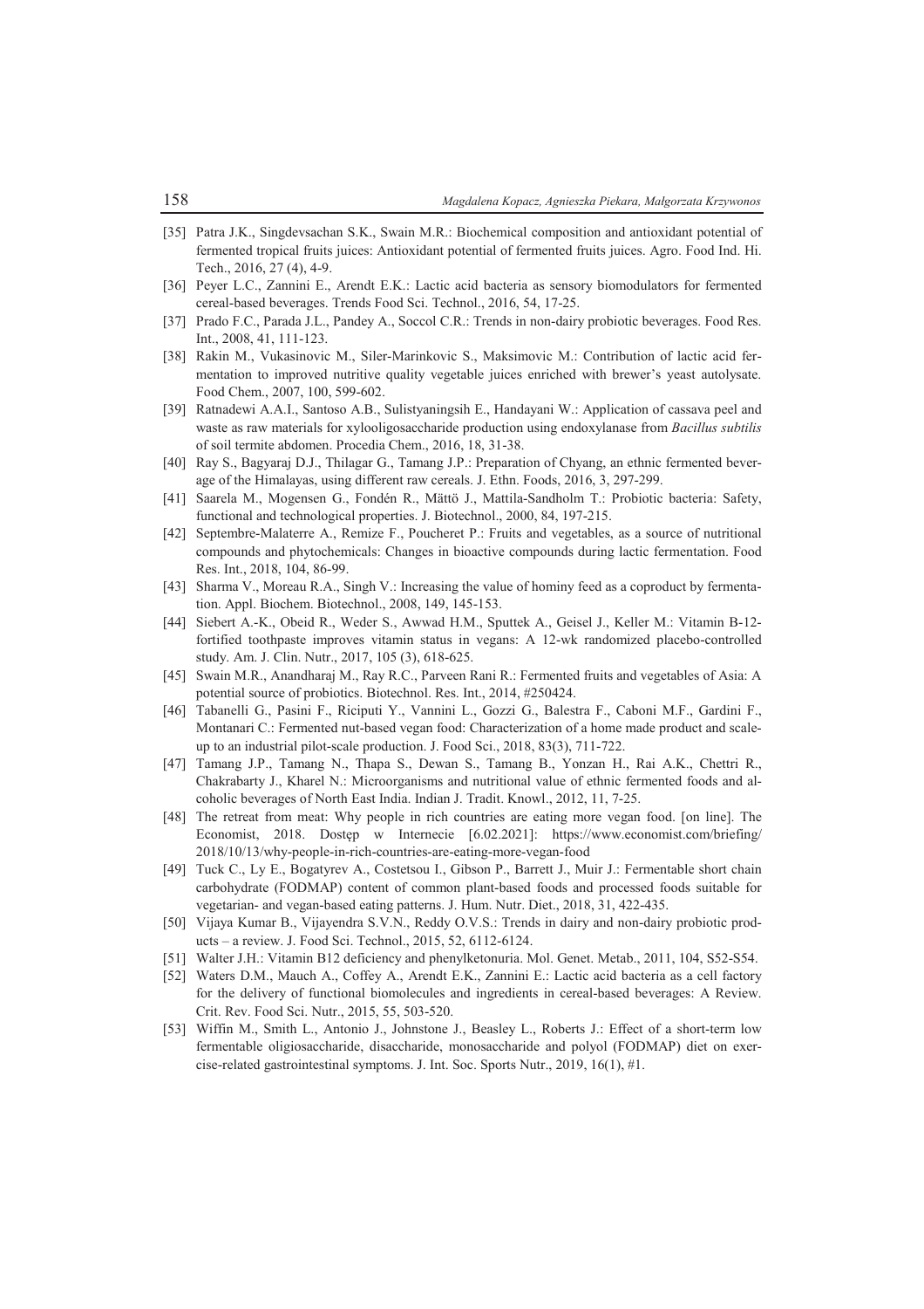[35] Patra J.K., Singdevsachan S.K., Swain M.R.: Biochemical composition and antioxidant potential of fermented tropical fruits juices: Antioxidant potential of fermented fruits juices. Agro. Food Ind. Hi. Tech., 2016, 27 (4), 4-9.

[36] Peyer L.C., Zannini E., Arendt E.K.: Lactic acid bacteria as sensory biomodulators for fermented cereal-based beverages. Trends Food Sci. Technol., 2016, 54, 17-25.

[37] Prado F.C., Parada J.L., Pandey A., Soccol C.R.: Trends in non-dairy probiotic beverages. Food Res. Int., 2008, 41, 111-123.

[38] Rakin M., Vukasinovic M., Siler-Marinkovic S., Maksimovic M.: Contribution of lactic acid fermentation to improved nutritive quality vegetable juices enriched with brewer's yeast autolysate. Food Chem., 2007, 100, 599-602.

[39] Ratnadewi A.A.I., Santoso A.B., Sulistyaningsih E., Handayani W.: Application of cassava peel and waste as raw materials for xylooligosaccharide production using endoxylanase from *Bacillus subtilis* of soil termite abdomen. Procedia Chem., 2016, 18, 31-38.

[40] Ray S., Bagyaraj D.J., Thilagar G., Tamang J.P.: Preparation of Chyang, an ethnic fermented beverage of the Himalayas, using different raw cereals. J. Ethn. Foods, 2016, 3, 297-299.

[41] Saarela M., Mogensen G., Fondén R., Mättö J., Mattila-Sandholm T.: Probiotic bacteria: Safety, functional and technological properties. J. Biotechnol., 2000, 84, 197-215.

[42] Septembre-Malaterre A., Remize F., Poucheret P.: Fruits and vegetables, as a source of nutritional compounds and phytochemicals: Changes in bioactive compounds during lactic fermentation. Food Res. Int., 2018, 104, 86-99.

[43] Sharma V., Moreau R.A., Singh V.: Increasing the value of hominy feed as a coproduct by fermentation. Appl. Biochem. Biotechnol., 2008, 149, 145-153.

[44] Siebert A.-K., Obeid R., Weder S., Awwad H.M., Sputtek A., Geisel J., Keller M.: Vitamin B-12-fortified toothpaste improves vitamin status in vegans: A 12-wk randomized placebo-controlled study. Am. J. Clin. Nutr., 2017, 105 (3), 618-625.

[45] Swain M.R., Anandharaj M., Ray R.C., Parveen Rani R.: Fermented fruits and vegetables of Asia: A potential source of probiotics. Biotechnol. Res. Int., 2014, #250424.

[46] Tabanelli G., Pasini F., Riciputi Y., Vannini L., Gozzi G., Balestra F., Caboni M.F., Gardini F., Montanari C.: Fermented nut-based vegan food: Characterization of a home made product and scale-up to an industrial pilot-scale production. J. Food Sci., 2018, 83(3), 711-722.

[47] Tamang J.P., Tamang N., Thapa S., Dewan S., Tamang B., Yonzan H., Rai A.K., Chettri R., Chakrabarty J., Kharel N.: Microorganisms and nutritional value of ethnic fermented foods and alcoholic beverages of North East India. Indian J. Tradit. Knowl., 2012, 11, 7-25.

[48] The retreat from meat: Why people in rich countries are eating more vegan food. [on line]. The Economist, 2018. Dostęp w Internecie [6.02.2021]: https://www.economist.com/briefing/2018/10/13/why-people-in-rich-countries-are-eating-more-vegan-food

[49] Tuck C., Ly E., Bogatyrev A., Costetsou I., Gibson P., Barrett J., Muir J.: Fermentable short chain carbohydrate (FODMAP) content of common plant-based foods and processed foods suitable for vegetarian- and vegan-based eating patterns. J. Hum. Nutr. Diet., 2018, 31, 422-435.

[50] Vijaya Kumar B., Vijayendra S.V.N., Reddy O.V.S.: Trends in dairy and non-dairy probiotic products – a review. J. Food Sci. Technol., 2015, 52, 6112-6124.

[51] Walter J.H.: Vitamin B12 deficiency and phenylketonuria. Mol. Genet. Metab., 2011, 104, S52-S54.

[52] Waters D.M., Mauch A., Coffey A., Arendt E.K., Zannini E.: Lactic acid bacteria as a cell factory for the delivery of functional biomolecules and ingredients in cereal-based beverages: A Review. Crit. Rev. Food Sci. Nutr., 2015, 55, 503-520.

[53] Wiffin M., Smith L., Antonio J., Johnstone J., Beasley L., Roberts J.: Effect of a short-term low fermentable oligiosaccharide, disaccharide, monosaccharide and polyol (FODMAP) diet on exercise-related gastrointestinal symptoms. J. Int. Soc. Sports Nutr., 2019, 16(1), #1.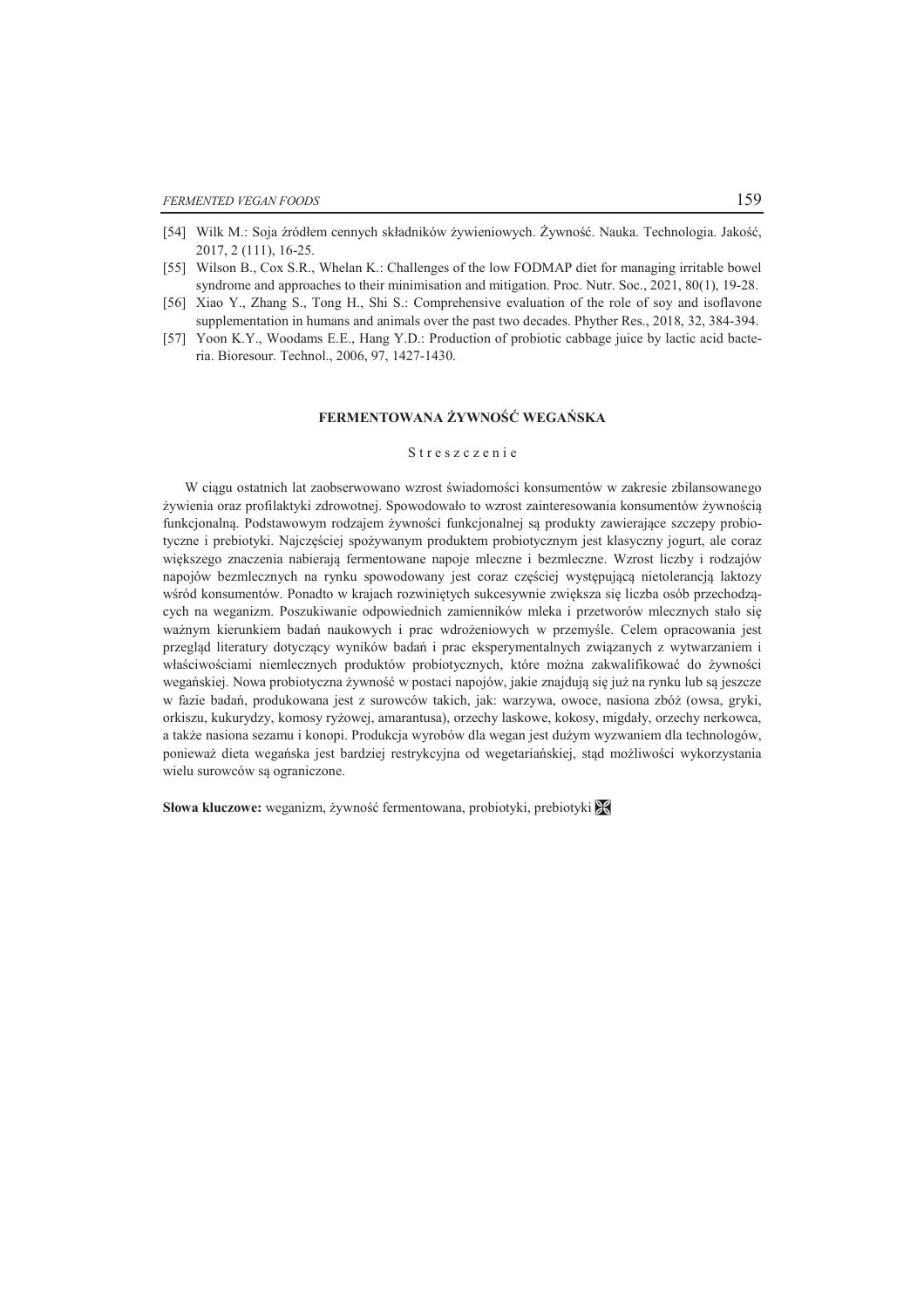[54] Wilk M.: Soja źródłem cennych składników żywieniowych. Żywność. Nauka. Technologia. Jakość, 2017, 2 (111), 16-25.

[55] Wilson B., Cox S.R., Whelan K.: Challenges of the low FODMAP diet for managing irritable bowel syndrome and approaches to their minimisation and mitigation. Proc. Nutr. Soc., 2021, 80(1), 19-28.

[56] Xiao Y., Zhang S., Tong H., Shi S.: Comprehensive evaluation of the role of soy and isoflavone supplementation in humans and animals over the past two decades. Phyther Res., 2018, 32, 384-394.

[57] Yoon K.Y., Woodams E.E., Hang Y.D.: Production of probiotic cabbage juice by lactic acid bacteria. Bioresour. Technol., 2006, 97, 1427-1430.

## FERMENTOWANA ŻYWNOŚĆ WEGAŃSKA

### Streszczenie

W ciągu ostatnich lat zaobserwowano wzrost świadomości konsumentów w zakresie zbilansowanego żywienia oraz profilaktyki zdrowotnej. Spowodowało to wzrost zainteresowania konsumentów żywnością funkcjonalną. Podstawowym rodzajem żywności funkcjonalnej są produkty zawierające szczepy probiotyczne i prebiotyki. Najczęściej spożywanym produktem probiotycznym jest klasyczny jogurt, ale coraz większego znaczenia nabierają fermentowane napoje mleczne i bezmleczne. Wzrost liczby i rodzajów napojów bezmlecznych na rynku spowodowany jest coraz częściej występującą nietolerancją laktozy wśród konsumentów. Ponadto w krajach rozwiniętych sukcesywnie zwiększa się liczba osób przechodzących na weganizm. Poszukiwanie odpowiednich zamienników mleka i przetworów mlecznych stało się ważnym kierunkiem badań naukowych i prac wdrożeniowych w przemyśle. Celem opracowania jest przegląd literatury dotyczący wyników badań i prac eksperymentalnych związanych z wytwarzaniem i właściwościami niemlecznych produktów probiotycznych, które można zakwalifikować do żywności wegańskiej. Nowa probiotyczna żywność w postaci napojów, jakie znajdują się już na rynku lub są jeszcze w fazie badań, produkowana jest z surowców takich, jak: warzywa, owoce, nasiona zbóż (owsa, gryki, orkiszu, kukurydzy, komosy ryżowej, amarantusa), orzechy laskowe, kokosy, migdały, orzechy nerkowca, a także nasiona sezamu i konopi. Produkcja wyrobów dla wegan jest dużym wyzwaniem dla technologów, ponieważ dieta wegańska jest bardziej restrykcyjna od wegetariańskiej, stąd możliwości wykorzystania wielu surowców są ograniczone.

**Słowa kluczowe:** weganizm, żywność fermentowana, probiotyki, prebiotyki